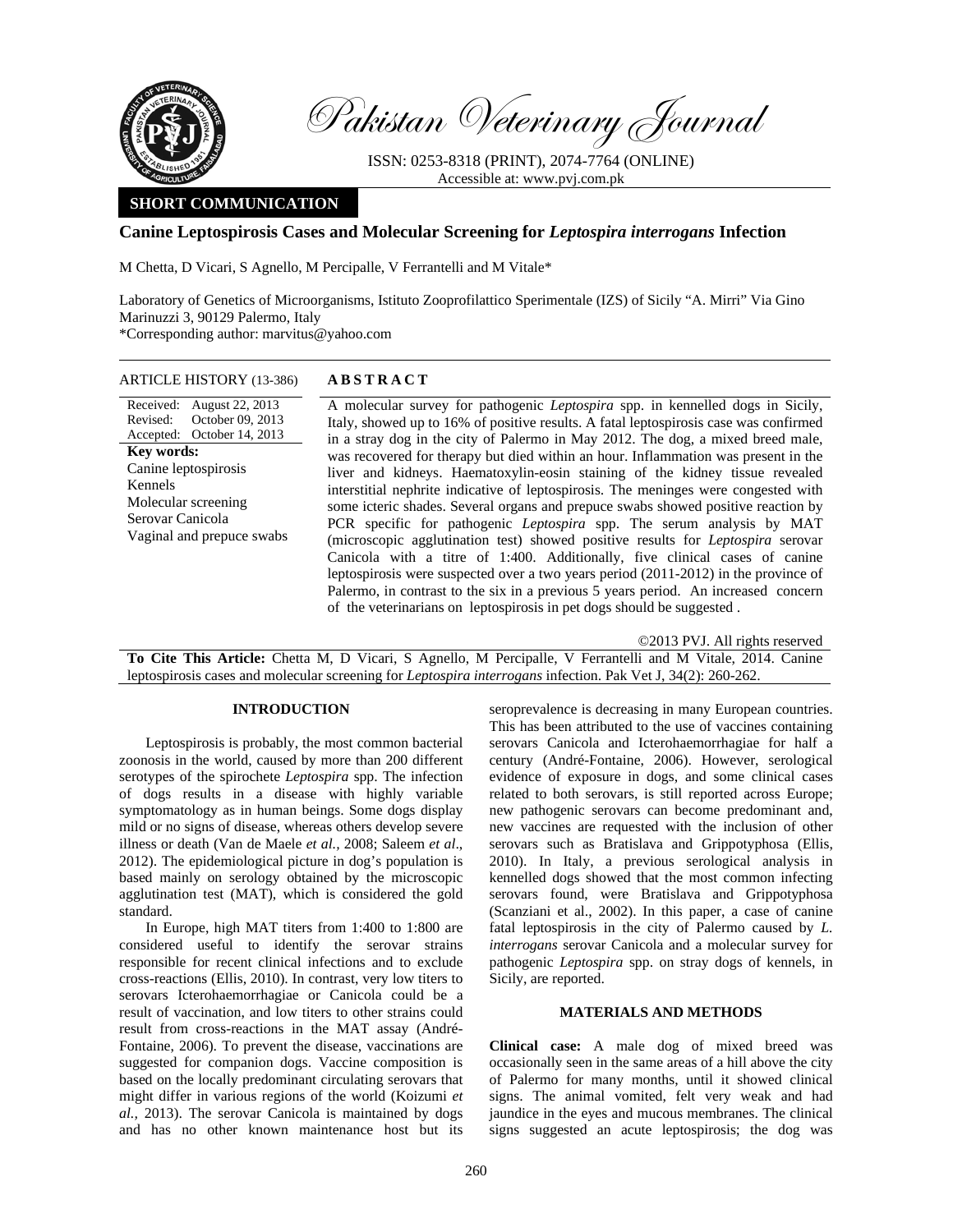# Pakistan Veterinary Journal

ISSN: 0253-8318 (PRINT), 2074-7764 (ONLINE)
Accessible at: www.pvj.com.pk

**SHORT COMMUNICATION**

## Canine Leptospirosis Cases and Molecular Screening for *Leptospira interrogans* Infection

M Chetta, D Vicari, S Agnello, M Percipalle, V Ferrantelli and M Vitale*

Laboratory of Genetics of Microorganisms, Istituto Zooprofilattico Sperimentale (IZS) of Sicily "A. Mirri" Via Gino Marinuzzi 3, 90129 Palermo, Italy
*Corresponding author: marvitus@yahoo.com

**ARTICLE HISTORY** (13-386)

Received: August 22, 2013
Revised: October 09, 2013
Accepted: October 14, 2013

**Key words:**
Canine leptospirosis
Kennels
Molecular screening
Serovar Canicola
Vaginal and prepuce swabs

**ABSTRACT**

A molecular survey for pathogenic *Leptospira* spp. in kennelled dogs in Sicily, Italy, showed up to 16% of positive results. A fatal leptospirosis case was confirmed in a stray dog in the city of Palermo in May 2012. The dog, a mixed breed male, was recovered for therapy but died within an hour. Inflammation was present in the liver and kidneys. Haematoxylin-eosin staining of the kidney tissue revealed interstitial nephrite indicative of leptospirosis. The meninges were congested with some icteric shades. Several organs and prepuce swabs showed positive reaction by PCR specific for pathogenic *Leptospira* spp. The serum analysis by MAT (microscopic agglutination test) showed positive results for *Leptospira* serovar Canicola with a titre of 1:400. Additionally, five clinical cases of canine leptospirosis were suspected over a two years period (2011-2012) in the province of Palermo, in contrast to the six in a previous 5 years period. An increased concern of the veterinarians on leptospirosis in pet dogs should be suggested .

©2013 PVJ. All rights reserved

**To Cite This Article:** Chetta M, D Vicari, S Agnello, M Percipalle, V Ferrantelli and M Vitale, 2014. Canine leptospirosis cases and molecular screening for *Leptospira interrogans* infection. Pak Vet J, 34(2): 260-262.

### INTRODUCTION

Leptospirosis is probably, the most common bacterial zoonosis in the world, caused by more than 200 different serotypes of the spirochete *Leptospira* spp. The infection of dogs results in a disease with highly variable symptomatology as in human beings. Some dogs display mild or no signs of disease, whereas others develop severe illness or death (Van de Maele *et al.,* 2008; Saleem *et al*., 2012). The epidemiological picture in dog's population is based mainly on serology obtained by the microscopic agglutination test (MAT), which is considered the gold standard.

In Europe, high MAT titers from 1:400 to 1:800 are considered useful to identify the serovar strains responsible for recent clinical infections and to exclude cross-reactions (Ellis, 2010). In contrast, very low titers to serovars Icterohaemorrhagiae or Canicola could be a result of vaccination, and low titers to other strains could result from cross-reactions in the MAT assay (André-Fontaine, 2006). To prevent the disease, vaccinations are suggested for companion dogs. Vaccine composition is based on the locally predominant circulating serovars that might differ in various regions of the world (Koizumi *et al.,* 2013). The serovar Canicola is maintained by dogs and has no other known maintenance host but its seroprevalence is decreasing in many European countries. This has been attributed to the use of vaccines containing serovars Canicola and Icterohaemorrhagiae for half a century (André-Fontaine, 2006). However, serological evidence of exposure in dogs, and some clinical cases related to both serovars, is still reported across Europe; new pathogenic serovars can become predominant and, new vaccines are requested with the inclusion of other serovars such as Bratislava and Grippotyphosa (Ellis, 2010). In Italy, a previous serological analysis in kennelled dogs showed that the most common infecting serovars found, were Bratislava and Grippotyphosa (Scanziani et al., 2002). In this paper, a case of canine fatal leptospirosis in the city of Palermo caused by *L. interrogans* serovar Canicola and a molecular survey for pathogenic *Leptospira* spp. on stray dogs of kennels, in Sicily, are reported.

### MATERIALS AND METHODS

**Clinical case:** A male dog of mixed breed was occasionally seen in the same areas of a hill above the city of Palermo for many months, until it showed clinical signs. The animal vomited, felt very weak and had jaundice in the eyes and mucous membranes. The clinical signs suggested an acute leptospirosis; the dog was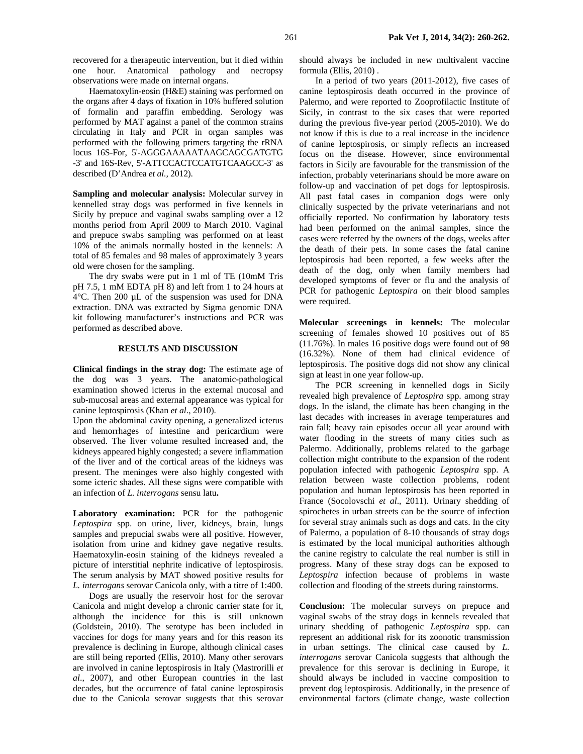recovered for a therapeutic intervention, but it died within one hour. Anatomical pathology and necropsy observations were made on internal organs.

Haematoxylin-eosin (H&E) staining was performed on the organs after 4 days of fixation in 10% buffered solution of formalin and paraffin embedding. Serology was performed by MAT against a panel of the common strains circulating in Italy and PCR in organ samples was performed with the following primers targeting the rRNA locus 16S-For, 5'-AGGGAAAAATAAGCAGCGATGTG -3' and 16S-Rev, 5'-ATTCCACTCCATGTCAAGCC-3' as described (D'Andrea *et al.*, 2012).

**Sampling and molecular analysis:** Molecular survey in kennelled stray dogs was performed in five kennels in Sicily by prepuce and vaginal swabs sampling over a 12 months period from April 2009 to March 2010. Vaginal and prepuce swabs sampling was performed on at least 10% of the animals normally hosted in the kennels: A total of 85 females and 98 males of approximately 3 years old were chosen for the sampling.

The dry swabs were put in 1 ml of TE (10mM Tris pH 7.5, 1 mM EDTA pH 8) and left from 1 to 24 hours at 4°C. Then 200 µL of the suspension was used for DNA extraction. DNA was extracted by Sigma genomic DNA kit following manufacturer's instructions and PCR was performed as described above.

## RESULTS AND DISCUSSION

**Clinical findings in the stray dog:** The estimate age of the dog was 3 years. The anatomic-pathological examination showed icterus in the external mucosal and sub-mucosal areas and external appearance was typical for canine leptospirosis (Khan *et al*., 2010).
Upon the abdominal cavity opening, a generalized icterus and hemorrhages of intestine and pericardium were observed. The liver volume resulted increased and, the kidneys appeared highly congested; a severe inflammation of the liver and of the cortical areas of the kidneys was present. The meninges were also highly congested with some icteric shades. All these signs were compatible with an infection of *L. interrogans* sensu latu**.**

**Laboratory examination:** PCR for the pathogenic *Leptospira* spp. on urine, liver, kidneys, brain, lungs samples and prepucial swabs were all positive. However, isolation from urine and kidney gave negative results. Haematoxylin-eosin staining of the kidneys revealed a picture of interstitial nephrite indicative of leptospirosis. The serum analysis by MAT showed positive results for *L. interrogans* serovar Canicola only, with a titre of 1:400.

Dogs are usually the reservoir host for the serovar Canicola and might develop a chronic carrier state for it, although the incidence for this is still unknown (Goldstein, 2010). The serotype has been included in vaccines for dogs for many years and for this reason its prevalence is declining in Europe, although clinical cases are still being reported (Ellis, 2010). Many other serovars are involved in canine leptospirosis in Italy (Mastrorilli *et al*., 2007), and other European countries in the last decades, but the occurrence of fatal canine leptospirosis due to the Canicola serovar suggests that this serovar should always be included in new multivalent vaccine formula (Ellis, 2010) .

In a period of two years (2011-2012), five cases of canine leptospirosis death occurred in the province of Palermo, and were reported to Zooprofilactic Institute of Sicily, in contrast to the six cases that were reported during the previous five-year period (2005-2010). We do not know if this is due to a real increase in the incidence of canine leptospirosis, or simply reflects an increased focus on the disease. However, since environmental factors in Sicily are favourable for the transmission of the infection, probably veterinarians should be more aware on follow-up and vaccination of pet dogs for leptospirosis. All past fatal cases in companion dogs were only clinically suspected by the private veterinarians and not officially reported. No confirmation by laboratory tests had been performed on the animal samples, since the cases were referred by the owners of the dogs, weeks after the death of their pets. In some cases the fatal canine leptospirosis had been reported, a few weeks after the death of the dog, only when family members had developed symptoms of fever or flu and the analysis of PCR for pathogenic *Leptospira* on their blood samples were required.

**Molecular screenings in kennels:** The molecular screening of females showed 10 positives out of 85 (11.76%). In males 16 positive dogs were found out of 98 (16.32%). None of them had clinical evidence of leptospirosis. The positive dogs did not show any clinical sign at least in one year follow-up.

The PCR screening in kennelled dogs in Sicily revealed high prevalence of *Leptospira* spp. among stray dogs. In the island, the climate has been changing in the last decades with increases in average temperatures and rain fall; heavy rain episodes occur all year around with water flooding in the streets of many cities such as Palermo. Additionally, problems related to the garbage collection might contribute to the expansion of the rodent population infected with pathogenic *Leptospira* spp. A relation between waste collection problems, rodent population and human leptospirosis has been reported in France (Socolovschi *et al*., 2011). Urinary shedding of spirochetes in urban streets can be the source of infection for several stray animals such as dogs and cats. In the city of Palermo, a population of 8-10 thousands of stray dogs is estimated by the local municipal authorities although the canine registry to calculate the real number is still in progress. Many of these stray dogs can be exposed to *Leptospira* infection because of problems in waste collection and flooding of the streets during rainstorms.

**Conclusion:** The molecular surveys on prepuce and vaginal swabs of the stray dogs in kennels revealed that urinary shedding of pathogenic *Leptospira* spp. can represent an additional risk for its zoonotic transmission in urban settings. The clinical case caused by *L. interrogans* serovar Canicola suggests that although the prevalence for this serovar is declining in Europe, it should always be included in vaccine composition to prevent dog leptospirosis. Additionally, in the presence of environmental factors (climate change, waste collection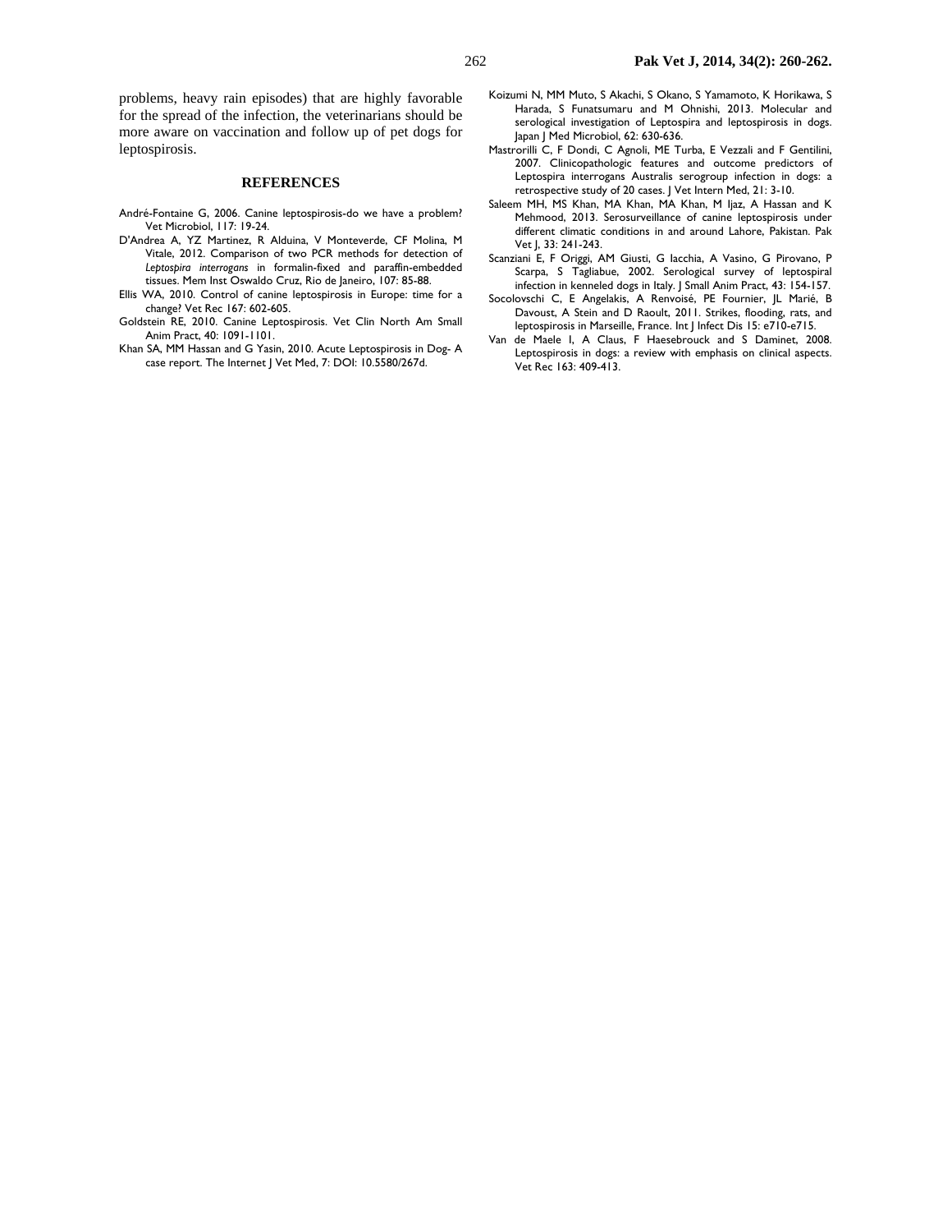problems, heavy rain episodes) that are highly favorable for the spread of the infection, the veterinarians should be more aware on vaccination and follow up of pet dogs for leptospirosis.

## REFERENCES

André-Fontaine G, 2006. Canine leptospirosis-do we have a problem? Vet Microbiol, 117: 19-24.

D'Andrea A, YZ Martinez, R Alduina, V Monteverde, CF Molina, M Vitale, 2012. Comparison of two PCR methods for detection of *Leptospira interrogans* in formalin-fixed and paraffin-embedded tissues. Mem Inst Oswaldo Cruz, Rio de Janeiro, 107: 85-88.

Ellis WA, 2010. Control of canine leptospirosis in Europe: time for a change? Vet Rec 167: 602-605.

Goldstein RE, 2010. Canine Leptospirosis. Vet Clin North Am Small Anim Pract, 40: 1091-1101.

Khan SA, MM Hassan and G Yasin, 2010. Acute Leptospirosis in Dog- A case report. The Internet J Vet Med, 7: DOI: 10.5580/267d.

Koizumi N, MM Muto, S Akachi, S Okano, S Yamamoto, K Horikawa, S Harada, S Funatsumaru and M Ohnishi, 2013. Molecular and serological investigation of Leptospira and leptospirosis in dogs. Japan J Med Microbiol, 62: 630-636.

Mastrorilli C, F Dondi, C Agnoli, ME Turba, E Vezzali and F Gentilini, 2007. Clinicopathologic features and outcome predictors of Leptospira interrogans Australis serogroup infection in dogs: a retrospective study of 20 cases. J Vet Intern Med, 21: 3-10.

Saleem MH, MS Khan, MA Khan, MA Khan, M Ijaz, A Hassan and K Mehmood, 2013. Serosurveillance of canine leptospirosis under different climatic conditions in and around Lahore, Pakistan. Pak Vet J, 33: 241-243.

Scanziani E, F Origgi, AM Giusti, G Iacchia, A Vasino, G Pirovano, P Scarpa, S Tagliabue, 2002. Serological survey of leptospiral infection in kenneled dogs in Italy. J Small Anim Pract, 43: 154-157.

Socolovschi C, E Angelakis, A Renvoisé, PE Fournier, JL Marié, B Davoust, A Stein and D Raoult, 2011. Strikes, flooding, rats, and leptospirosis in Marseille, France. Int J Infect Dis 15: e710-e715.

Van de Maele I, A Claus, F Haesebrouck and S Daminet, 2008. Leptospirosis in dogs: a review with emphasis on clinical aspects. Vet Rec 163: 409-413.